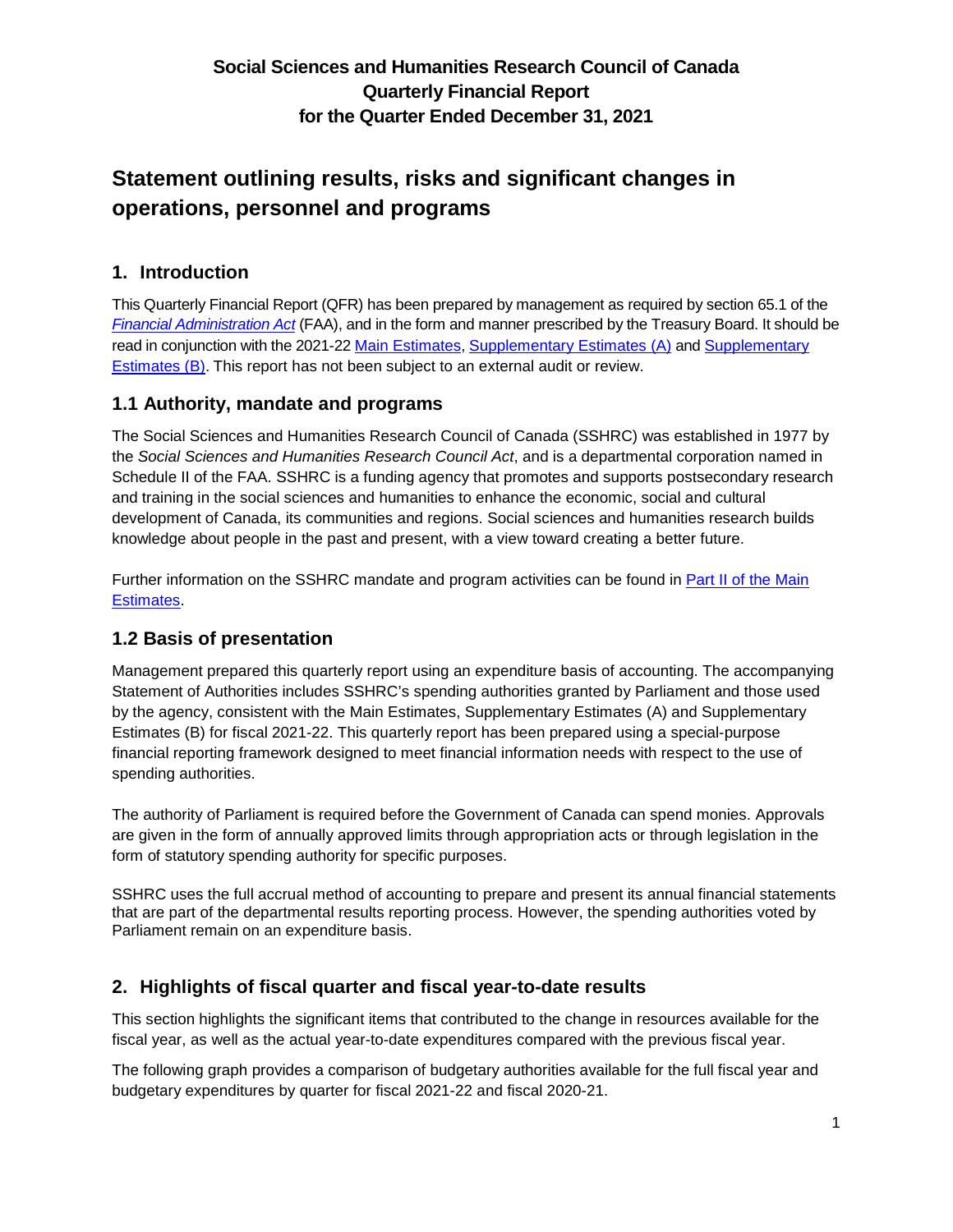**Social Sciences and Humanities Research Council of Canada**
**Quarterly Financial Report**
**for the Quarter Ended December 31, 2021**

# Statement outlining results, risks and significant changes in operations, personnel and programs

## 1. Introduction

This Quarterly Financial Report (QFR) has been prepared by management as required by section 65.1 of the *Financial Administration Act* (FAA), and in the form and manner prescribed by the Treasury Board. It should be read in conjunction with the 2021-22 Main Estimates, Supplementary Estimates (A) and Supplementary Estimates (B). This report has not been subject to an external audit or review.

## 1.1 Authority, mandate and programs

The Social Sciences and Humanities Research Council of Canada (SSHRC) was established in 1977 by the *Social Sciences and Humanities Research Council Act*, and is a departmental corporation named in Schedule II of the FAA. SSHRC is a funding agency that promotes and supports postsecondary research and training in the social sciences and humanities to enhance the economic, social and cultural development of Canada, its communities and regions. Social sciences and humanities research builds knowledge about people in the past and present, with a view toward creating a better future.

Further information on the SSHRC mandate and program activities can be found in Part II of the Main Estimates.

## 1.2 Basis of presentation

Management prepared this quarterly report using an expenditure basis of accounting. The accompanying Statement of Authorities includes SSHRC's spending authorities granted by Parliament and those used by the agency, consistent with the Main Estimates, Supplementary Estimates (A) and Supplementary Estimates (B) for fiscal 2021-22. This quarterly report has been prepared using a special-purpose financial reporting framework designed to meet financial information needs with respect to the use of spending authorities.

The authority of Parliament is required before the Government of Canada can spend monies. Approvals are given in the form of annually approved limits through appropriation acts or through legislation in the form of statutory spending authority for specific purposes.

SSHRC uses the full accrual method of accounting to prepare and present its annual financial statements that are part of the departmental results reporting process. However, the spending authorities voted by Parliament remain on an expenditure basis.

## 2. Highlights of fiscal quarter and fiscal year-to-date results

This section highlights the significant items that contributed to the change in resources available for the fiscal year, as well as the actual year-to-date expenditures compared with the previous fiscal year.

The following graph provides a comparison of budgetary authorities available for the full fiscal year and budgetary expenditures by quarter for fiscal 2021-22 and fiscal 2020-21.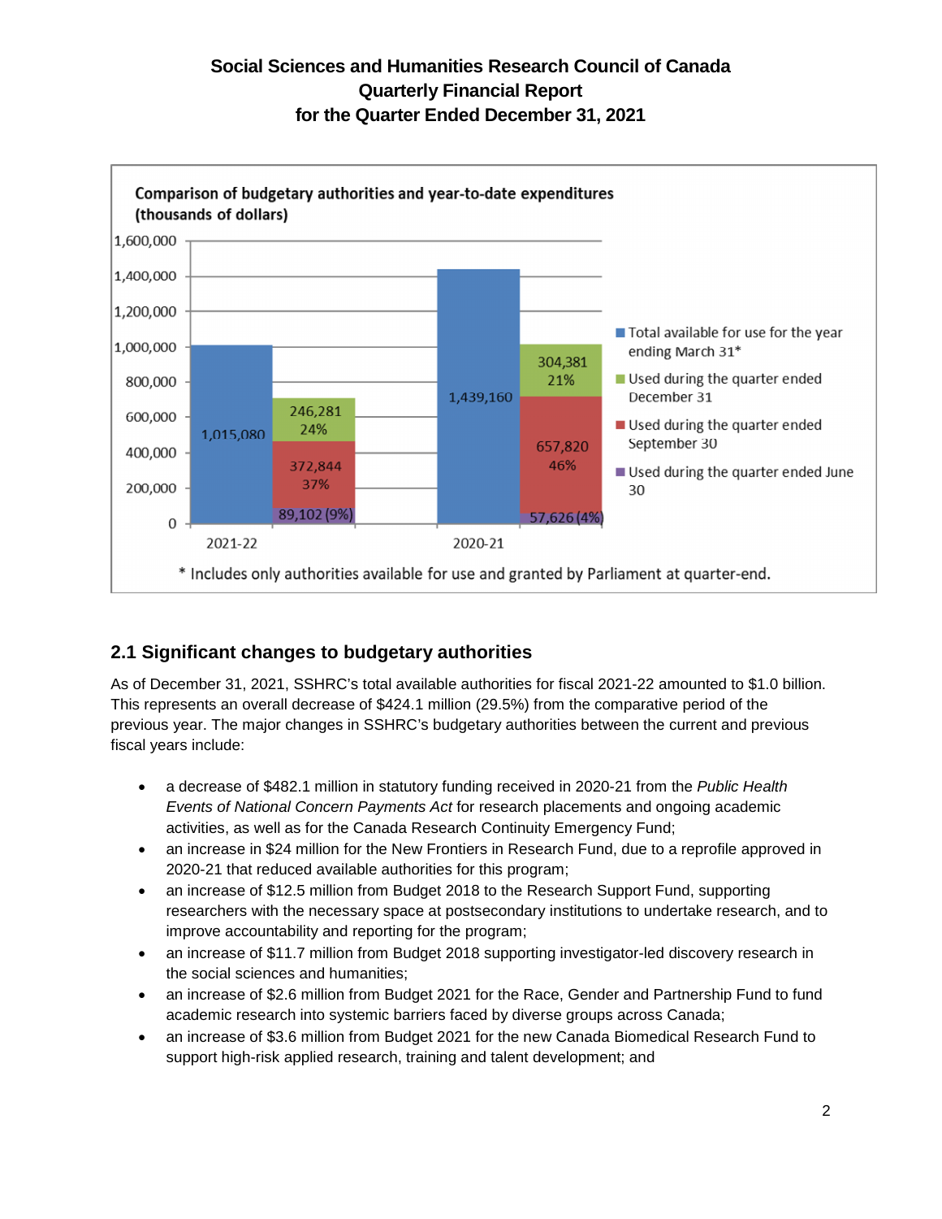Comparison of budgetary authorities and year-to-date expenditures (thousands of dollars)

| | Total available for use for the year ending March 31* | Used during the quarter ended June 30 | Used during the quarter ended September 30 | Used during the quarter ended December 31 |
|---|---|---|---|---|
| 2021-22 | 1,015,080 | 89,102 (9%) | 372,844 37% | 246,281 24% |
| 2020-21 | 1,439,160 | 57,626 (4%) | 657,820 46% | 304,381 21% |

\* Includes only authorities available for use and granted by Parliament at quarter-end.

### 2.1 Significant changes to budgetary authorities

As of December 31, 2021, SSHRC's total available authorities for fiscal 2021-22 amounted to $1.0 billion. This represents an overall decrease of $424.1 million (29.5%) from the comparative period of the previous year. The major changes in SSHRC's budgetary authorities between the current and previous fiscal years include:

- a decrease of $482.1 million in statutory funding received in 2020-21 from the *Public Health Events of National Concern Payments Act* for research placements and ongoing academic activities, as well as for the Canada Research Continuity Emergency Fund;
- an increase in $24 million for the New Frontiers in Research Fund, due to a reprofile approved in 2020-21 that reduced available authorities for this program;
- an increase of $12.5 million from Budget 2018 to the Research Support Fund, supporting researchers with the necessary space at postsecondary institutions to undertake research, and to improve accountability and reporting for the program;
- an increase of $11.7 million from Budget 2018 supporting investigator-led discovery research in the social sciences and humanities;
- an increase of $2.6 million from Budget 2021 for the Race, Gender and Partnership Fund to fund academic research into systemic barriers faced by diverse groups across Canada;
- an increase of $3.6 million from Budget 2021 for the new Canada Biomedical Research Fund to support high-risk applied research, training and talent development; and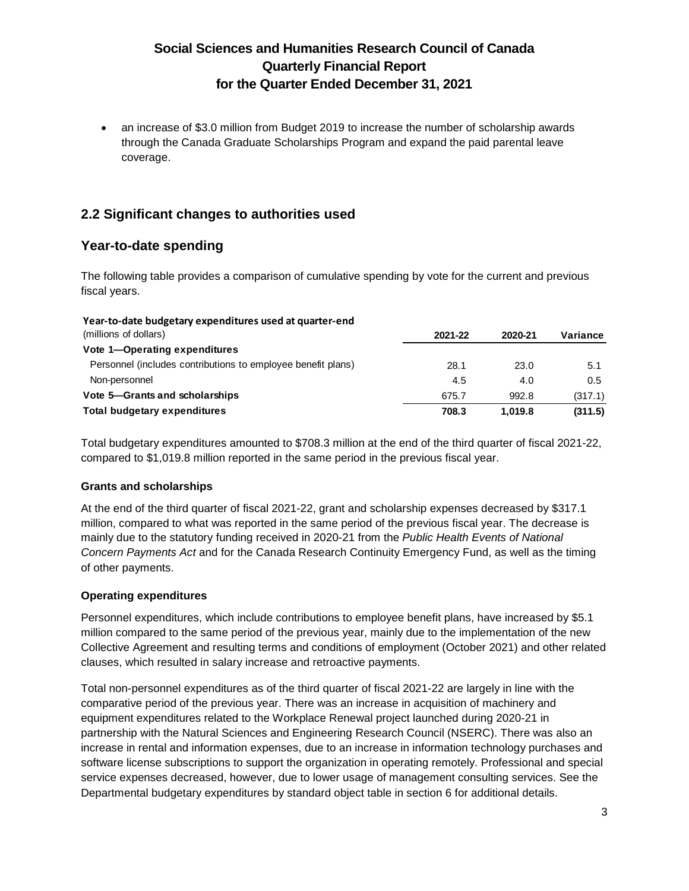- an increase of $3.0 million from Budget 2019 to increase the number of scholarship awards through the Canada Graduate Scholarships Program and expand the paid parental leave coverage.

## 2.2 Significant changes to authorities used

## Year-to-date spending

The following table provides a comparison of cumulative spending by vote for the current and previous fiscal years.

**Year-to-date budgetary expenditures used at quarter-end**

| (millions of dollars) | 2021-22 | 2020-21 | Variance |
|---|---|---|---|
| **Vote 1—Operating expenditures** | | | |
| Personnel (includes contributions to employee benefit plans) | 28.1 | 23.0 | 5.1 |
| Non-personnel | 4.5 | 4.0 | 0.5 |
| **Vote 5—Grants and scholarships** | 675.7 | 992.8 | (317.1) |
| **Total budgetary expenditures** | **708.3** | **1,019.8** | **(311.5)** |

Total budgetary expenditures amounted to $708.3 million at the end of the third quarter of fiscal 2021-22, compared to $1,019.8 million reported in the same period in the previous fiscal year.

#### Grants and scholarships

At the end of the third quarter of fiscal 2021-22, grant and scholarship expenses decreased by $317.1 million, compared to what was reported in the same period of the previous fiscal year. The decrease is mainly due to the statutory funding received in 2020-21 from the *Public Health Events of National Concern Payments Act* and for the Canada Research Continuity Emergency Fund, as well as the timing of other payments.

#### Operating expenditures

Personnel expenditures, which include contributions to employee benefit plans, have increased by $5.1 million compared to the same period of the previous year, mainly due to the implementation of the new Collective Agreement and resulting terms and conditions of employment (October 2021) and other related clauses, which resulted in salary increase and retroactive payments.

Total non-personnel expenditures as of the third quarter of fiscal 2021-22 are largely in line with the comparative period of the previous year. There was an increase in acquisition of machinery and equipment expenditures related to the Workplace Renewal project launched during 2020-21 in partnership with the Natural Sciences and Engineering Research Council (NSERC). There was also an increase in rental and information expenses, due to an increase in information technology purchases and software license subscriptions to support the organization in operating remotely. Professional and special service expenses decreased, however, due to lower usage of management consulting services. See the Departmental budgetary expenditures by standard object table in section 6 for additional details.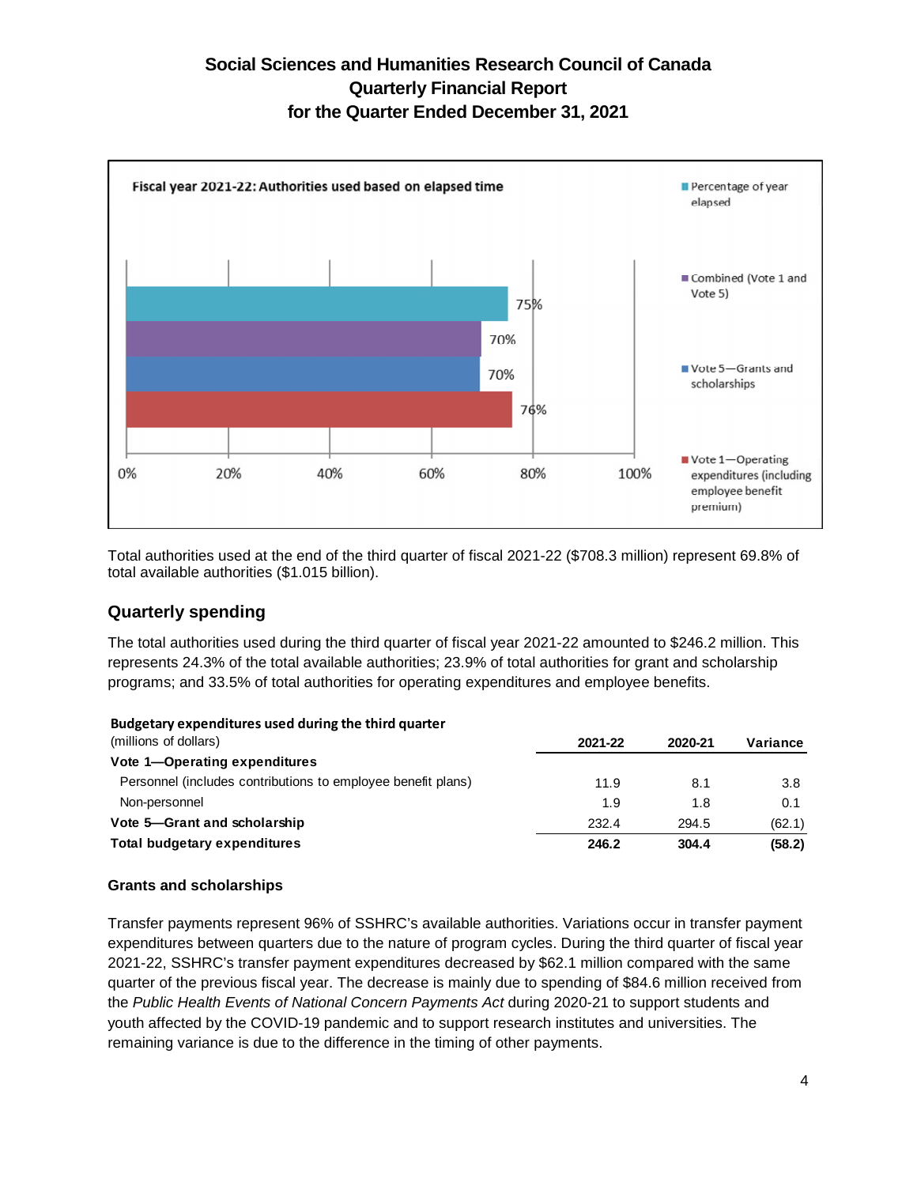Fiscal year 2021-22: Authorities used based on elapsed time

| | Percentage |
|---|---|
| Percentage of year elapsed | 75% |
| Combined (Vote 1 and Vote 5) | 70% |
| Vote 5—Grants and scholarships | 70% |
| Vote 1—Operating expenditures (including employee benefit premium) | 76% |

Total authorities used at the end of the third quarter of fiscal 2021-22 ($708.3 million) represent 69.8% of total available authorities ($1.015 billion).

## Quarterly spending

The total authorities used during the third quarter of fiscal year 2021-22 amounted to $246.2 million. This represents 24.3% of the total available authorities; 23.9% of total authorities for grant and scholarship programs; and 33.5% of total authorities for operating expenditures and employee benefits.

**Budgetary expenditures used during the third quarter**

| (millions of dollars) | 2021-22 | 2020-21 | Variance |
|---|---|---|---|
| **Vote 1—Operating expenditures** | | | |
| Personnel (includes contributions to employee benefit plans) | 11.9 | 8.1 | 3.8 |
| Non-personnel | 1.9 | 1.8 | 0.1 |
| **Vote 5—Grant and scholarship** | 232.4 | 294.5 | (62.1) |
| **Total budgetary expenditures** | **246.2** | **304.4** | **(58.2)** |

### Grants and scholarships

Transfer payments represent 96% of SSHRC's available authorities. Variations occur in transfer payment expenditures between quarters due to the nature of program cycles. During the third quarter of fiscal year 2021-22, SSHRC's transfer payment expenditures decreased by $62.1 million compared with the same quarter of the previous fiscal year. The decrease is mainly due to spending of $84.6 million received from the *Public Health Events of National Concern Payments Act* during 2020-21 to support students and youth affected by the COVID-19 pandemic and to support research institutes and universities. The remaining variance is due to the difference in the timing of other payments.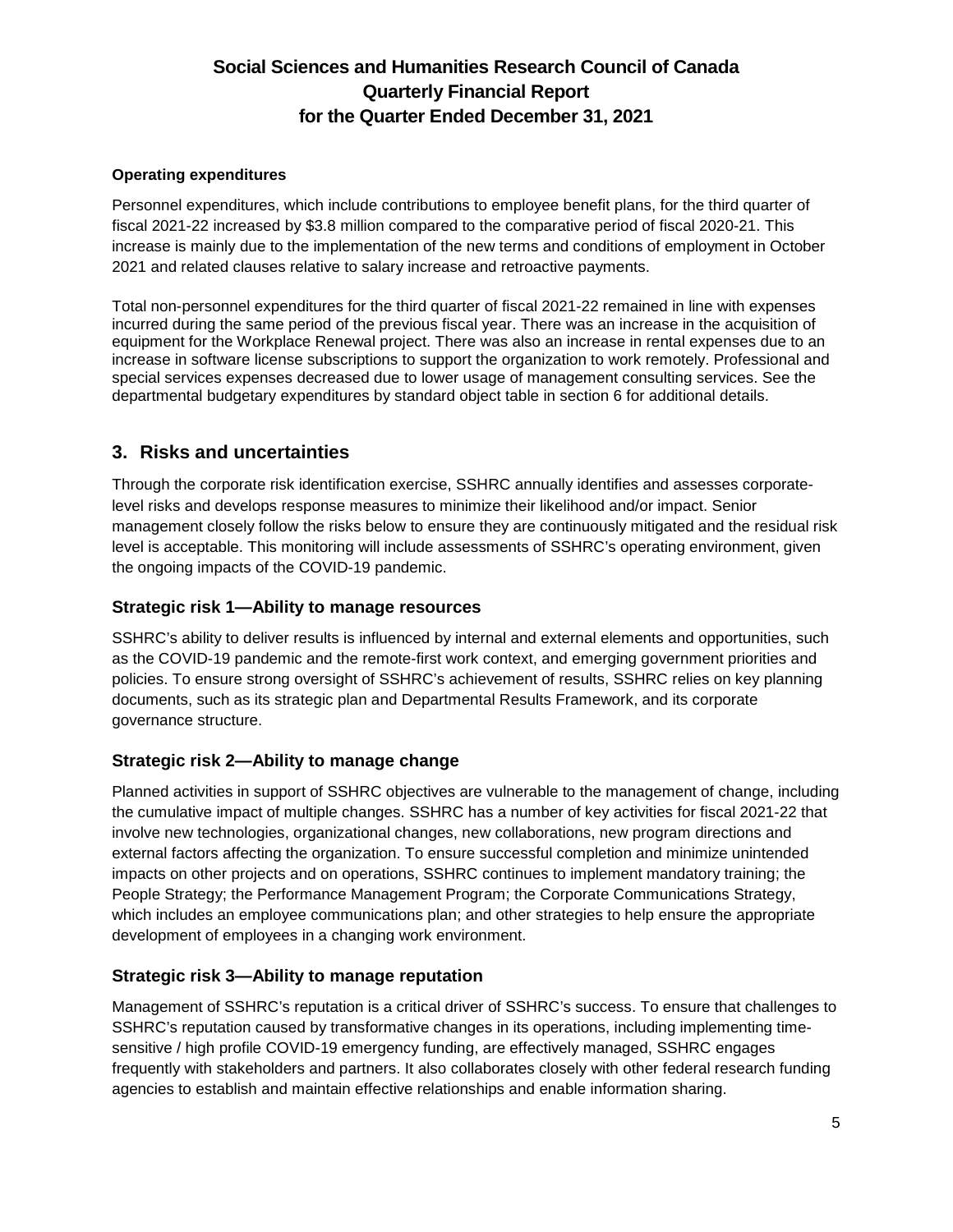#### Operating expenditures

Personnel expenditures, which include contributions to employee benefit plans, for the third quarter of fiscal 2021-22 increased by $3.8 million compared to the comparative period of fiscal 2020-21. This increase is mainly due to the implementation of the new terms and conditions of employment in October 2021 and related clauses relative to salary increase and retroactive payments.

Total non-personnel expenditures for the third quarter of fiscal 2021-22 remained in line with expenses incurred during the same period of the previous fiscal year. There was an increase in the acquisition of equipment for the Workplace Renewal project. There was also an increase in rental expenses due to an increase in software license subscriptions to support the organization to work remotely. Professional and special services expenses decreased due to lower usage of management consulting services. See the departmental budgetary expenditures by standard object table in section 6 for additional details.

## 3. Risks and uncertainties

Through the corporate risk identification exercise, SSHRC annually identifies and assesses corporate-level risks and develops response measures to minimize their likelihood and/or impact. Senior management closely follow the risks below to ensure they are continuously mitigated and the residual risk level is acceptable. This monitoring will include assessments of SSHRC's operating environment, given the ongoing impacts of the COVID-19 pandemic.

### Strategic risk 1—Ability to manage resources

SSHRC's ability to deliver results is influenced by internal and external elements and opportunities, such as the COVID-19 pandemic and the remote-first work context, and emerging government priorities and policies. To ensure strong oversight of SSHRC's achievement of results, SSHRC relies on key planning documents, such as its strategic plan and Departmental Results Framework, and its corporate governance structure.

### Strategic risk 2—Ability to manage change

Planned activities in support of SSHRC objectives are vulnerable to the management of change, including the cumulative impact of multiple changes. SSHRC has a number of key activities for fiscal 2021-22 that involve new technologies, organizational changes, new collaborations, new program directions and external factors affecting the organization. To ensure successful completion and minimize unintended impacts on other projects and on operations, SSHRC continues to implement mandatory training; the People Strategy; the Performance Management Program; the Corporate Communications Strategy, which includes an employee communications plan; and other strategies to help ensure the appropriate development of employees in a changing work environment.

### Strategic risk 3—Ability to manage reputation

Management of SSHRC's reputation is a critical driver of SSHRC's success. To ensure that challenges to SSHRC's reputation caused by transformative changes in its operations, including implementing time-sensitive / high profile COVID-19 emergency funding, are effectively managed, SSHRC engages frequently with stakeholders and partners. It also collaborates closely with other federal research funding agencies to establish and maintain effective relationships and enable information sharing.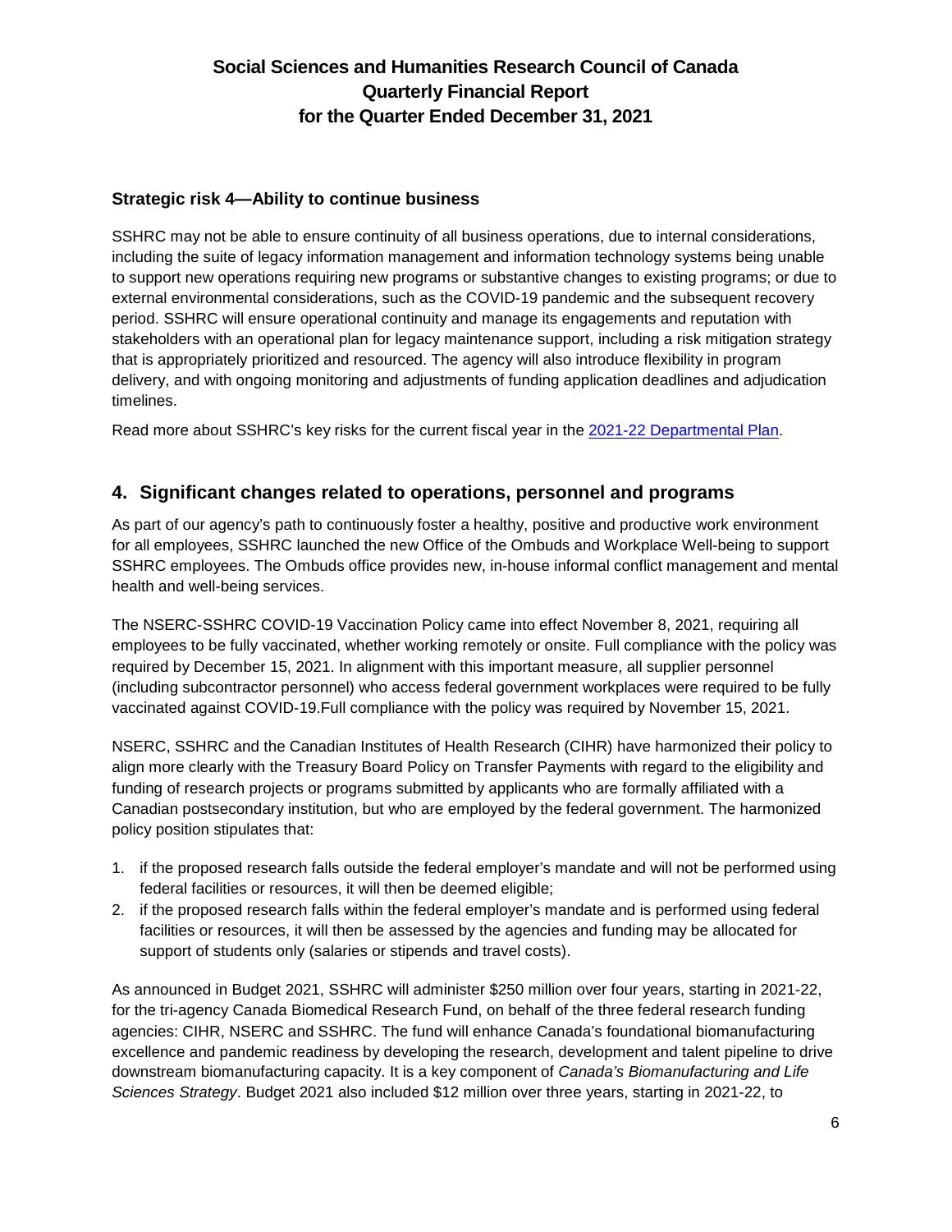### Strategic risk 4—Ability to continue business

SSHRC may not be able to ensure continuity of all business operations, due to internal considerations, including the suite of legacy information management and information technology systems being unable to support new operations requiring new programs or substantive changes to existing programs; or due to external environmental considerations, such as the COVID-19 pandemic and the subsequent recovery period. SSHRC will ensure operational continuity and manage its engagements and reputation with stakeholders with an operational plan for legacy maintenance support, including a risk mitigation strategy that is appropriately prioritized and resourced. The agency will also introduce flexibility in program delivery, and with ongoing monitoring and adjustments of funding application deadlines and adjudication timelines.

Read more about SSHRC's key risks for the current fiscal year in the [2021-22 Departmental Plan](2021-22 Departmental Plan).

## 4. Significant changes related to operations, personnel and programs

As part of our agency's path to continuously foster a healthy, positive and productive work environment for all employees, SSHRC launched the new Office of the Ombuds and Workplace Well-being to support SSHRC employees. The Ombuds office provides new, in-house informal conflict management and mental health and well-being services.

The NSERC-SSHRC COVID-19 Vaccination Policy came into effect November 8, 2021, requiring all employees to be fully vaccinated, whether working remotely or onsite. Full compliance with the policy was required by December 15, 2021. In alignment with this important measure, all supplier personnel (including subcontractor personnel) who access federal government workplaces were required to be fully vaccinated against COVID-19.Full compliance with the policy was required by November 15, 2021.

NSERC, SSHRC and the Canadian Institutes of Health Research (CIHR) have harmonized their policy to align more clearly with the Treasury Board Policy on Transfer Payments with regard to the eligibility and funding of research projects or programs submitted by applicants who are formally affiliated with a Canadian postsecondary institution, but who are employed by the federal government. The harmonized policy position stipulates that:

1. if the proposed research falls outside the federal employer's mandate and will not be performed using federal facilities or resources, it will then be deemed eligible;
2. if the proposed research falls within the federal employer's mandate and is performed using federal facilities or resources, it will then be assessed by the agencies and funding may be allocated for support of students only (salaries or stipends and travel costs).

As announced in Budget 2021, SSHRC will administer $250 million over four years, starting in 2021-22, for the tri-agency Canada Biomedical Research Fund, on behalf of the three federal research funding agencies: CIHR, NSERC and SSHRC. The fund will enhance Canada's foundational biomanufacturing excellence and pandemic readiness by developing the research, development and talent pipeline to drive downstream biomanufacturing capacity. It is a key component of *Canada's Biomanufacturing and Life Sciences Strategy*. Budget 2021 also included $12 million over three years, starting in 2021-22, to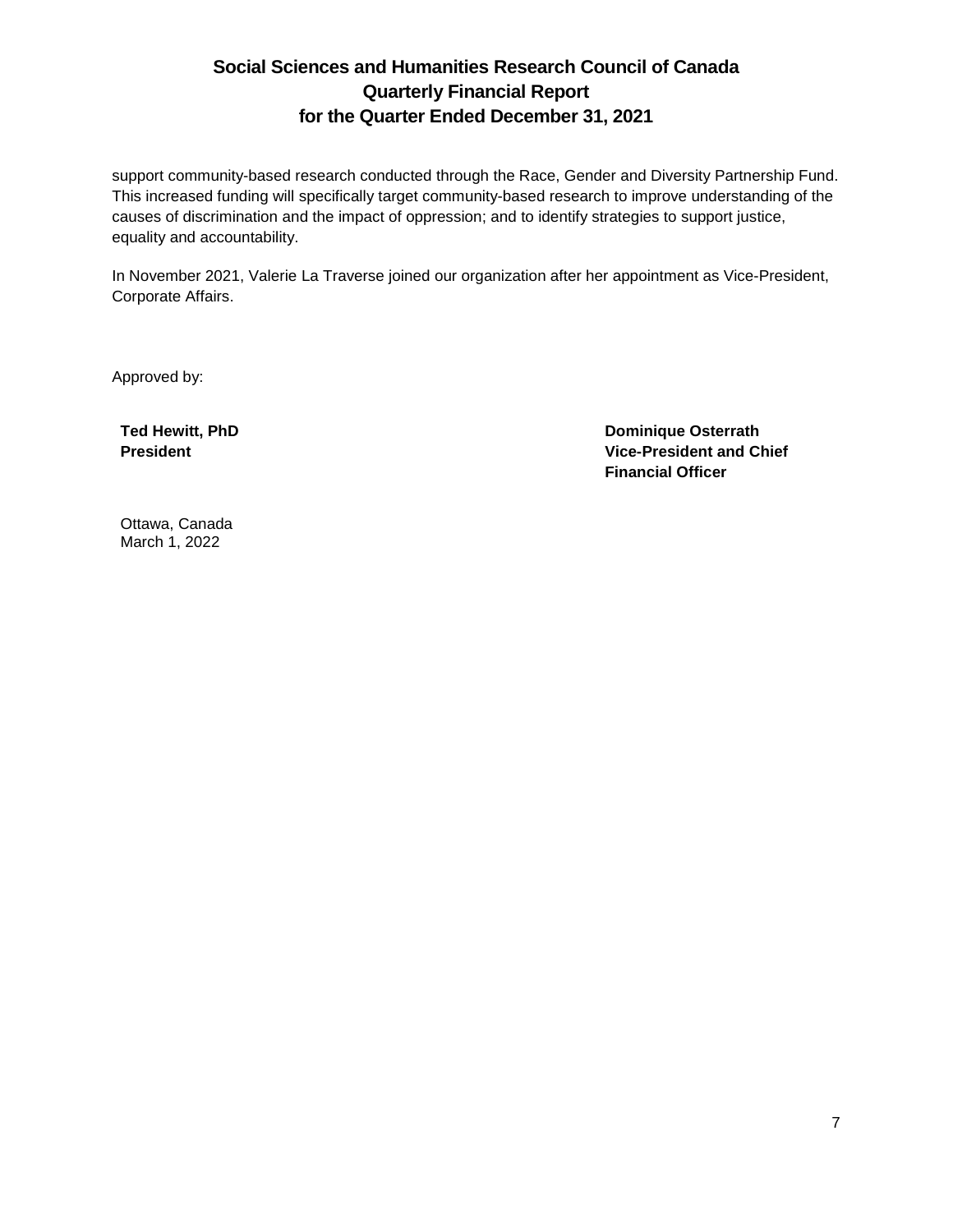support community-based research conducted through the Race, Gender and Diversity Partnership Fund. This increased funding will specifically target community-based research to improve understanding of the causes of discrimination and the impact of oppression; and to identify strategies to support justice, equality and accountability.

In November 2021, Valerie La Traverse joined our organization after her appointment as Vice-President, Corporate Affairs.

Approved by:

**Ted Hewitt, PhD**
**President**

**Dominique Osterrath**
**Vice-President and Chief Financial Officer**

Ottawa, Canada
March 1, 2022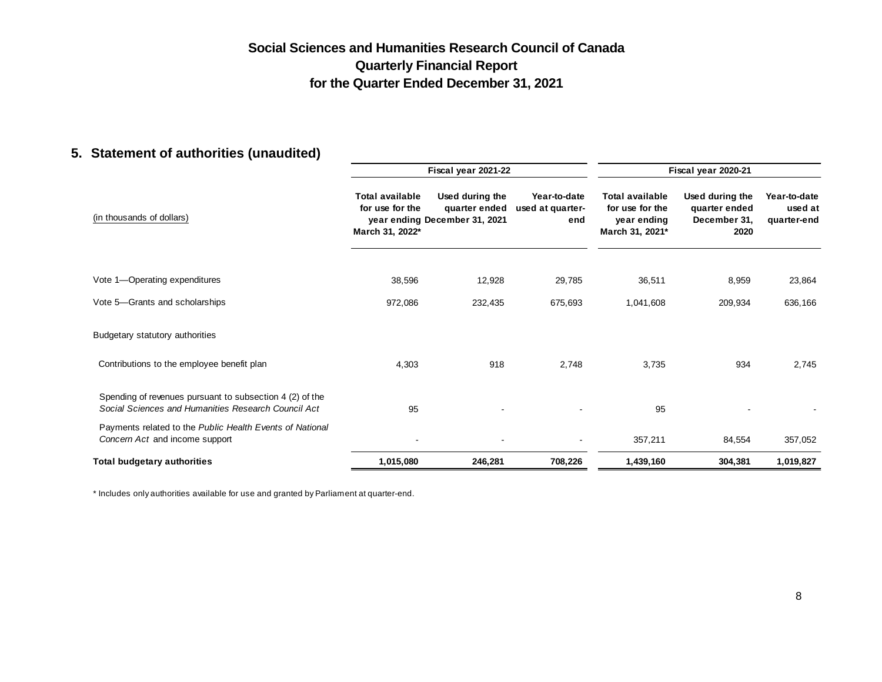# Social Sciences and Humanities Research Council of Canada
## Quarterly Financial Report
## for the Quarter Ended December 31, 2021

## 5. Statement of authorities (unaudited)

| (in thousands of dollars) | Fiscal year 2021-22 | | | Fiscal year 2020-21 | | |
|---|---|---|---|---|---|---|
| | **Total available for use for the year ending March 31, 2022*** | **Used during the quarter ended December 31, 2021** | **Year-to-date used at quarter-end** | **Total available for use for the year ending March 31, 2021*** | **Used during the quarter ended December 31, 2020** | **Year-to-date used at quarter-end** |
| Vote 1—Operating expenditures | 38,596 | 12,928 | 29,785 | 36,511 | 8,959 | 23,864 |
| Vote 5—Grants and scholarships | 972,086 | 232,435 | 675,693 | 1,041,608 | 209,934 | 636,166 |
| Budgetary statutory authorities | | | | | | |
| Contributions to the employee benefit plan | 4,303 | 918 | 2,748 | 3,735 | 934 | 2,745 |
| Spending of revenues pursuant to subsection 4 (2) of the *Social Sciences and Humanities Research Council Act* | 95 | - | - | 95 | - | - |
| Payments related to the *Public Health Events of National Concern Act* and income support | - | - | - | 357,211 | 84,554 | 357,052 |
| **Total budgetary authorities** | **1,015,080** | **246,281** | **708,226** | **1,439,160** | **304,381** | **1,019,827** |

\* Includes only authorities available for use and granted by Parliament at quarter-end.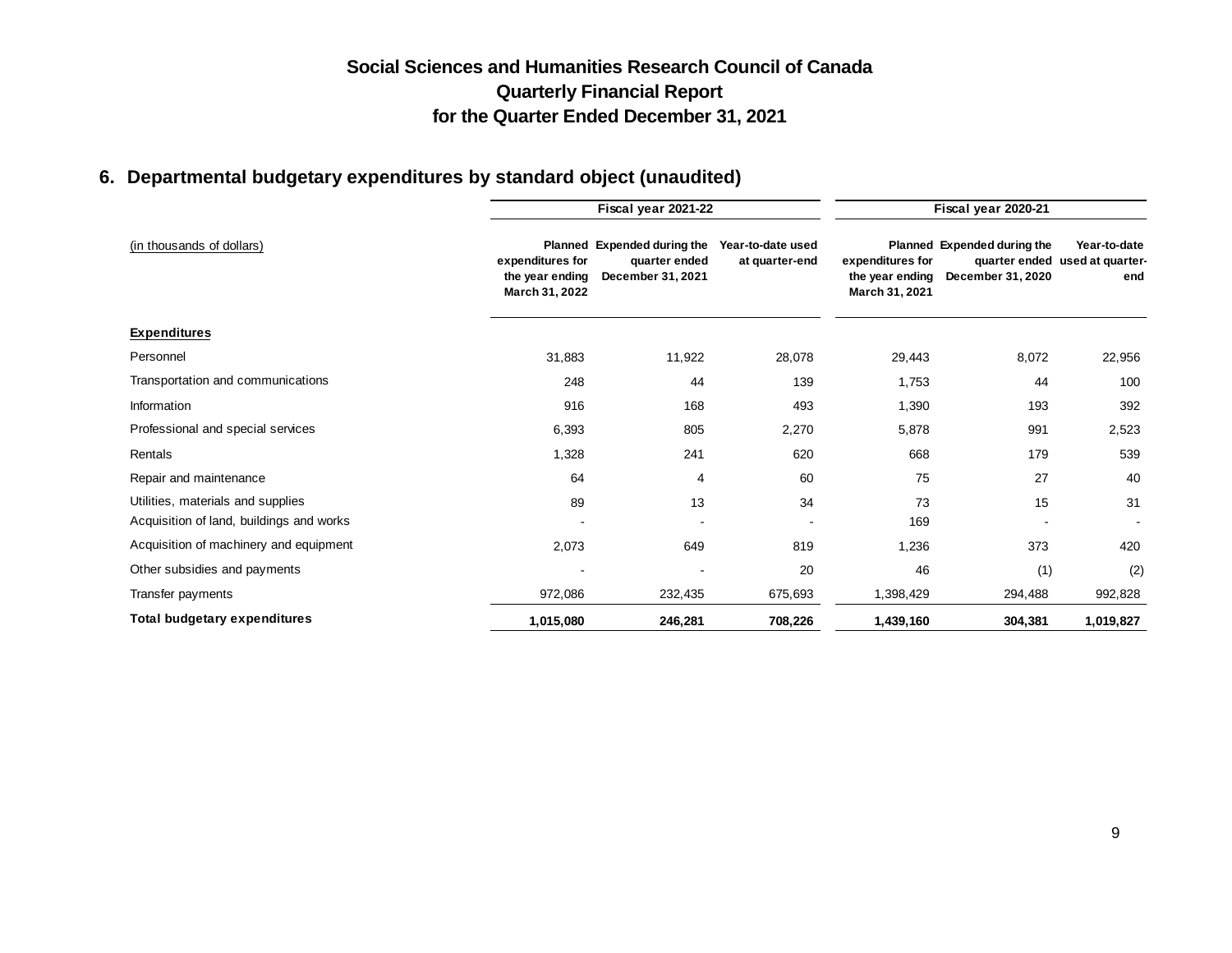# Social Sciences and Humanities Research Council of Canada
## Quarterly Financial Report
## for the Quarter Ended December 31, 2021

### 6. Departmental budgetary expenditures by standard object (unaudited)

| (in thousands of dollars) | Fiscal year 2021-22 | | | Fiscal year 2020-21 | | |
|---|---|---|---|---|---|---|
| | Planned expenditures for the year ending March 31, 2022 | Expended during the quarter ended December 31, 2021 | Year-to-date used at quarter-end | Planned expenditures for the year ending March 31, 2021 | Expended during the quarter ended December 31, 2020 | Year-to-date used at quarter-end |
| **Expenditures** | | | | | | |
| Personnel | 31,883 | 11,922 | 28,078 | 29,443 | 8,072 | 22,956 |
| Transportation and communications | 248 | 44 | 139 | 1,753 | 44 | 100 |
| Information | 916 | 168 | 493 | 1,390 | 193 | 392 |
| Professional and special services | 6,393 | 805 | 2,270 | 5,878 | 991 | 2,523 |
| Rentals | 1,328 | 241 | 620 | 668 | 179 | 539 |
| Repair and maintenance | 64 | 4 | 60 | 75 | 27 | 40 |
| Utilities, materials and supplies | 89 | 13 | 34 | 73 | 15 | 31 |
| Acquisition of land, buildings and works | - | - | - | 169 | - | - |
| Acquisition of machinery and equipment | 2,073 | 649 | 819 | 1,236 | 373 | 420 |
| Other subsidies and payments | - | - | 20 | 46 | (1) | (2) |
| Transfer payments | 972,086 | 232,435 | 675,693 | 1,398,429 | 294,488 | 992,828 |
| **Total budgetary expenditures** | **1,015,080** | **246,281** | **708,226** | **1,439,160** | **304,381** | **1,019,827** |